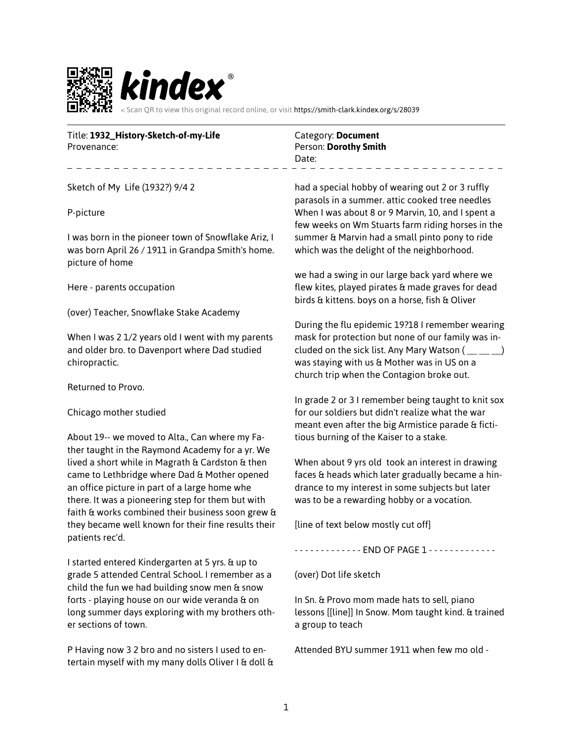Title: **1932_History-Sketch-of-my-Life**
Provenance:

Category: **Document**
Person: **Dorothy Smith**
Date:

---

Sketch of My Life (1932?) 9/4 2

P-picture

I was born in the pioneer town of Snowflake Ariz, I was born April 26 / 1911 in Grandpa Smith's home. picture of home

Here - parents occupation

(over) Teacher, Snowflake Stake Academy

When I was 2 1/2 years old I went with my parents and older bro. to Davenport where Dad studied chiropractic.

Returned to Provo.

Chicago mother studied

About 19-- we moved to Alta., Can where my Father taught in the Raymond Academy for a yr. We lived a short while in Magrath & Cardston & then came to Lethbridge where Dad & Mother opened an office picture in part of a large home whe there. It was a pioneering step for them but with faith & works combined their business soon grew & they became well known for their fine results their patients rec'd.

I started entered Kindergarten at 5 yrs. & up to grade 5 attended Central School. I remember as a child the fun we had building snow men & snow forts - playing house on our wide veranda & on long summer days exploring with my brothers other sections of town.

P Having now 3 2 bro and no sisters I used to entertain myself with my many dolls Oliver I & doll & had a special hobby of wearing out 2 or 3 ruffly parasols in a summer. attic cooked tree needles When I was about 8 or 9 Marvin, 10, and I spent a few weeks on Wm Stuarts farm riding horses in the summer & Marvin had a small pinto pony to ride which was the delight of the neighborhood.

we had a swing in our large back yard where we flew kites, played pirates & made graves for dead birds & kittens. boys on a horse, fish & Oliver

During the flu epidemic 19?18 I remember wearing mask for protection but none of our family was included on the sick list. Any Mary Watson ( __ __ __) was staying with us & Mother was in US on a church trip when the Contagion broke out.

In grade 2 or 3 I remember being taught to knit sox for our soldiers but didn't realize what the war meant even after the big Armistice parade & fictitious burning of the Kaiser to a stake.

When about 9 yrs old took an interest in drawing faces & heads which later gradually became a hindrance to my interest in some subjects but later was to be a rewarding hobby or a vocation.

[line of text below mostly cut off]

- - - - - - - - - - - - - END OF PAGE 1 - - - - - - - - - - - - -

(over) Dot life sketch

In Sn. & Provo mom made hats to sell, piano lessons [[line]] In Snow. Mom taught kind. & trained a group to teach

Attended BYU summer 1911 when few mo old -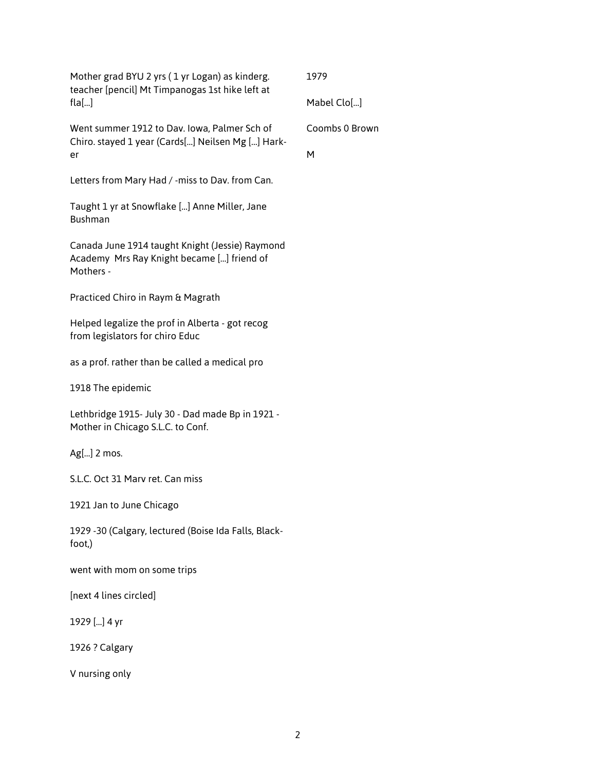Mother grad BYU 2 yrs ( 1 yr Logan) as kinderg. teacher [pencil] Mt Timpanogas 1st hike left at fla[...]

Went summer 1912 to Dav. Iowa, Palmer Sch of Chiro. stayed 1 year (Cards[...] Neilsen Mg [...] Hark-er

Letters from Mary Had / -miss to Dav. from Can.

Taught 1 yr at Snowflake [...] Anne Miller, Jane Bushman

Canada June 1914 taught Knight (Jessie) Raymond Academy Mrs Ray Knight became [...] friend of Mothers -

Practiced Chiro in Raym & Magrath

Helped legalize the prof in Alberta - got recog from legislators for chiro Educ

as a prof. rather than be called a medical pro

1918 The epidemic

Lethbridge 1915- July 30 - Dad made Bp in 1921 - Mother in Chicago S.L.C. to Conf.

Ag[...] 2 mos.

S.L.C. Oct 31 Marv ret. Can miss

1921 Jan to June Chicago

1929 -30 (Calgary, lectured (Boise Ida Falls, Black-foot,)

went with mom on some trips

[next 4 lines circled]

1929 [...] 4 yr

1926 ? Calgary

V nursing only

1979

Mabel Clo[...]

Coombs 0 Brown

M